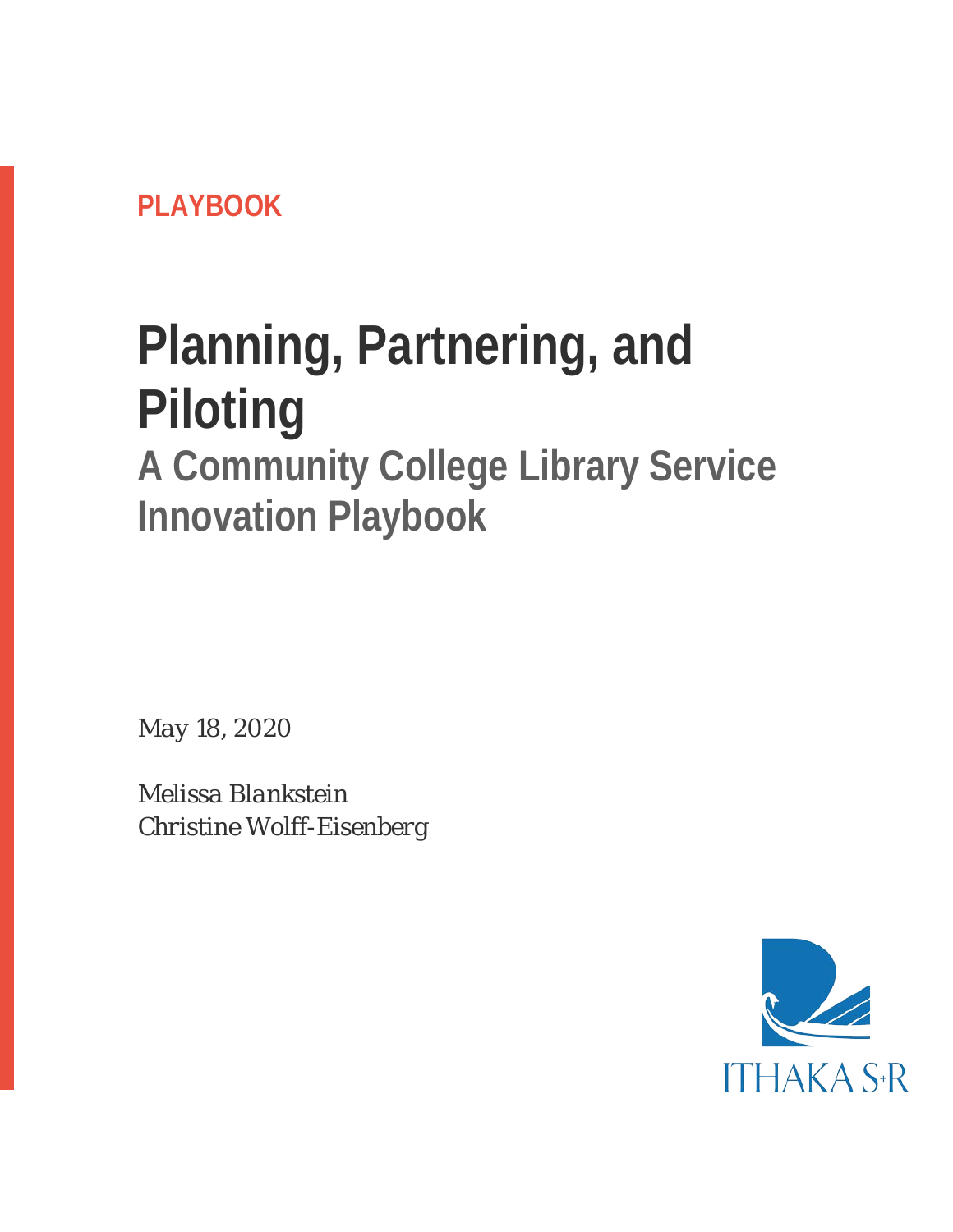PLAYBOOK

# Planning, Partnering, and Piloting

## A Community College Library Service Innovation Playbook

*May 18, 2020*

*Melissa Blankstein*
*Christine Wolff-Eisenberg*

ITHAKA S+R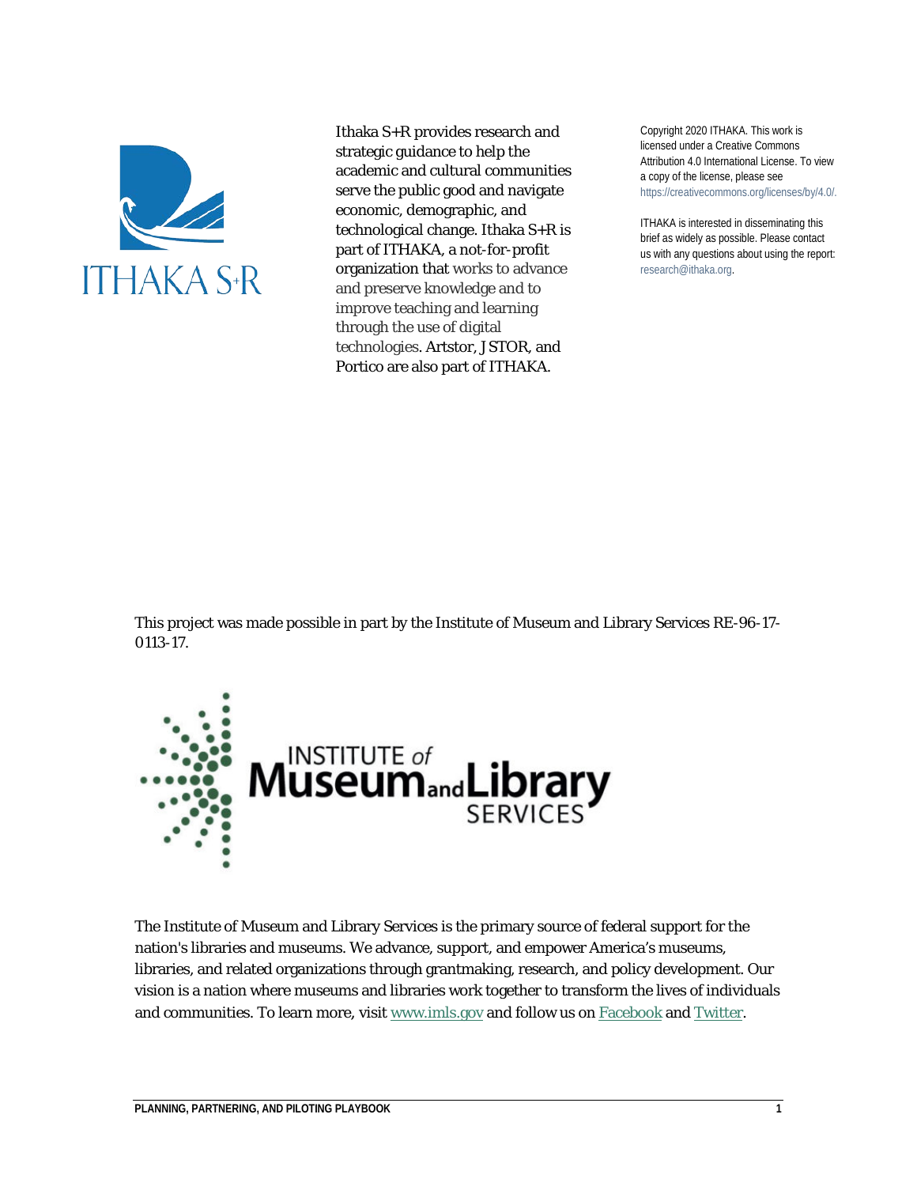Ithaka S+R provides research and strategic guidance to help the academic and cultural communities serve the public good and navigate economic, demographic, and technological change. Ithaka S+R is part of ITHAKA, a not-for-profit organization that works to advance and preserve knowledge and to improve teaching and learning through the use of digital technologies. Artstor, JSTOR, and Portico are also part of ITHAKA.

Copyright 2020 ITHAKA. This work is licensed under a Creative Commons Attribution 4.0 International License. To view a copy of the license, please see https://creativecommons.org/licenses/by/4.0/.

ITHAKA is interested in disseminating this brief as widely as possible. Please contact us with any questions about using the report: research@ithaka.org.

This project was made possible in part by the Institute of Museum and Library Services RE-96-17-0113-17.

The Institute of Museum and Library Services is the primary source of federal support for the nation's libraries and museums. We advance, support, and empower America's museums, libraries, and related organizations through grantmaking, research, and policy development. Our vision is a nation where museums and libraries work together to transform the lives of individuals and communities. To learn more, visit [www.imls.gov](http://www.imls.gov) and follow us on [Facebook](https://www.facebook.com/USIMLS) and [Twitter](https://twitter.com/us_imls).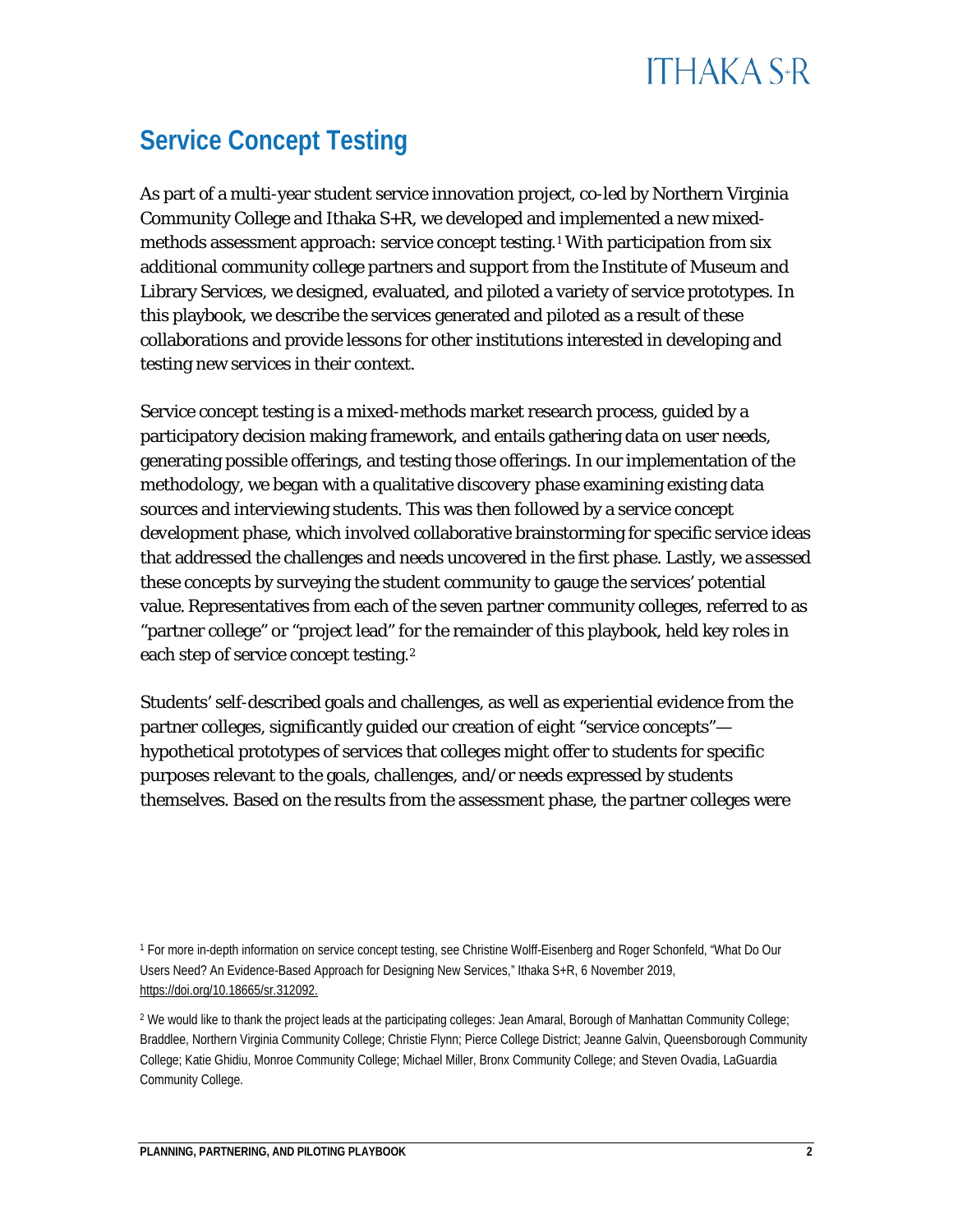## Service Concept Testing

As part of a multi-year student service innovation project, co-led by Northern Virginia Community College and Ithaka S+R, we developed and implemented a new mixed-methods assessment approach: service concept testing.[1] With participation from six additional community college partners and support from the Institute of Museum and Library Services, we designed, evaluated, and piloted a variety of service prototypes. In this playbook, we describe the services generated and piloted as a result of these collaborations and provide lessons for other institutions interested in developing and testing new services in their context.

Service concept testing is a mixed-methods market research process, guided by a participatory decision making framework, and entails gathering data on user needs, generating possible offerings, and testing those offerings. In our implementation of the methodology, we began with a qualitative discovery phase examining existing data sources and interviewing students. This was then followed by a service concept development phase, which involved collaborative brainstorming for specific service ideas that addressed the challenges and needs uncovered in the first phase. Lastly, we assessed these concepts by surveying the student community to gauge the services' potential value. Representatives from each of the seven partner community colleges, referred to as "partner college" or "project lead" for the remainder of this playbook, held key roles in each step of service concept testing.[2]

Students' self-described goals and challenges, as well as experiential evidence from the partner colleges, significantly guided our creation of eight "service concepts"—hypothetical prototypes of services that colleges might offer to students for specific purposes relevant to the goals, challenges, and/or needs expressed by students themselves. Based on the results from the assessment phase, the partner colleges were

[1] For more in-depth information on service concept testing, see Christine Wolff-Eisenberg and Roger Schonfeld, "What Do Our Users Need? An Evidence-Based Approach for Designing New Services," Ithaka S+R, 6 November 2019, https://doi.org/10.18665/sr.312092.

[2] We would like to thank the project leads at the participating colleges: Jean Amaral, Borough of Manhattan Community College; Braddlee, Northern Virginia Community College; Christie Flynn; Pierce College District; Jeanne Galvin, Queensborough Community College; Katie Ghidiu, Monroe Community College; Michael Miller, Bronx Community College; and Steven Ovadia, LaGuardia Community College.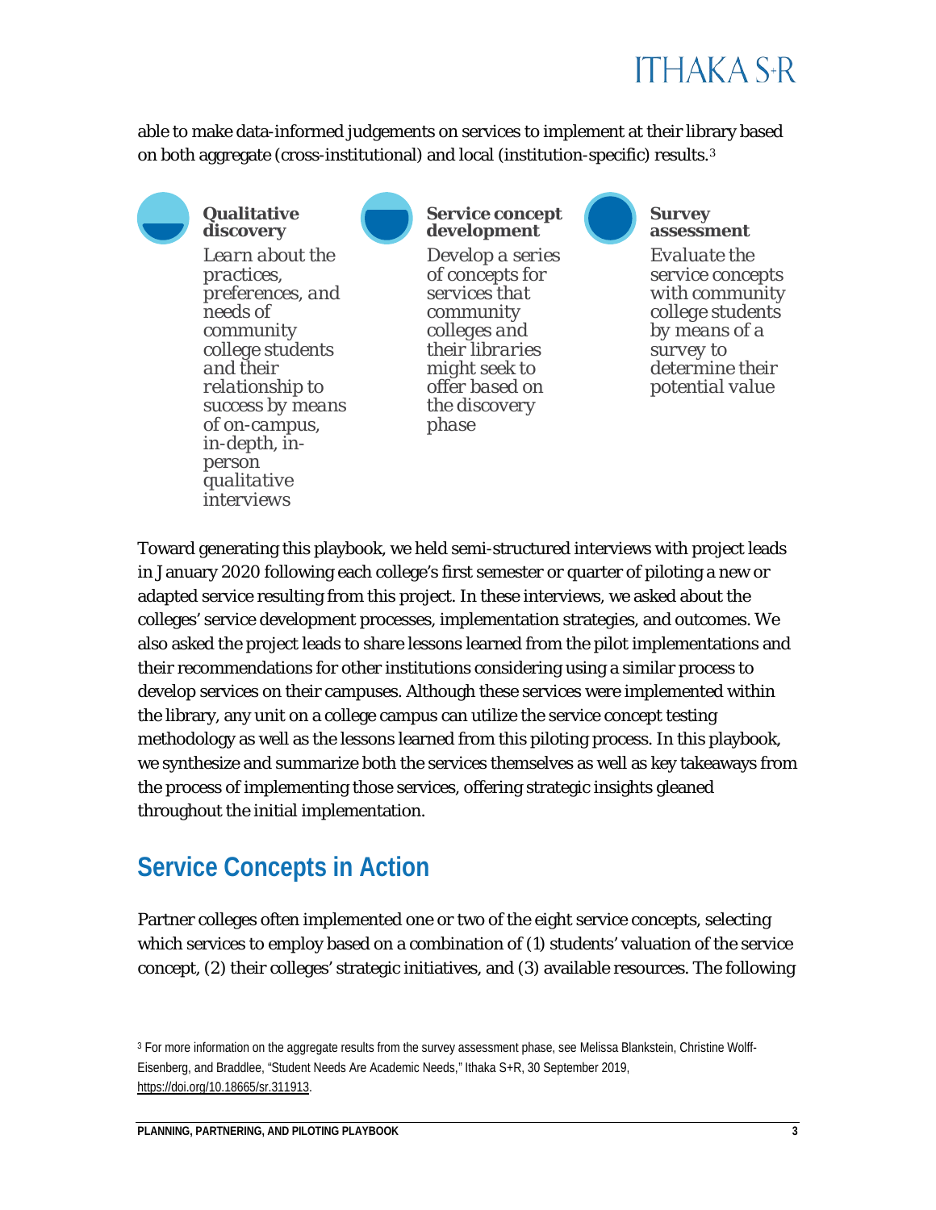able to make data-informed judgements on services to implement at their library based on both aggregate (cross-institutional) and local (institution-specific) results.[3]

**Qualitative discovery**

*Learn about the practices, preferences, and needs of community college students and their relationship to success by means of on-campus, in-depth, in-person qualitative interviews*

**Service concept development**

*Develop a series of concepts for services that community colleges and their libraries might seek to offer based on the discovery phase*

**Survey assessment**

*Evaluate the service concepts with community college students by means of a survey to determine their potential value*

Toward generating this playbook, we held semi-structured interviews with project leads in January 2020 following each college's first semester or quarter of piloting a new or adapted service resulting from this project. In these interviews, we asked about the colleges' service development processes, implementation strategies, and outcomes. We also asked the project leads to share lessons learned from the pilot implementations and their recommendations for other institutions considering using a similar process to develop services on their campuses. Although these services were implemented within the library, any unit on a college campus can utilize the service concept testing methodology as well as the lessons learned from this piloting process. In this playbook, we synthesize and summarize both the services themselves as well as key takeaways from the process of implementing those services, offering strategic insights gleaned throughout the initial implementation.

## Service Concepts in Action

Partner colleges often implemented one or two of the eight service concepts, selecting which services to employ based on a combination of (1) students' valuation of the service concept, (2) their colleges' strategic initiatives, and (3) available resources. The following

[3] For more information on the aggregate results from the survey assessment phase, see Melissa Blankstein, Christine Wolff-Eisenberg, and Braddlee, "Student Needs Are Academic Needs," Ithaka S+R, 30 September 2019, https://doi.org/10.18665/sr.311913.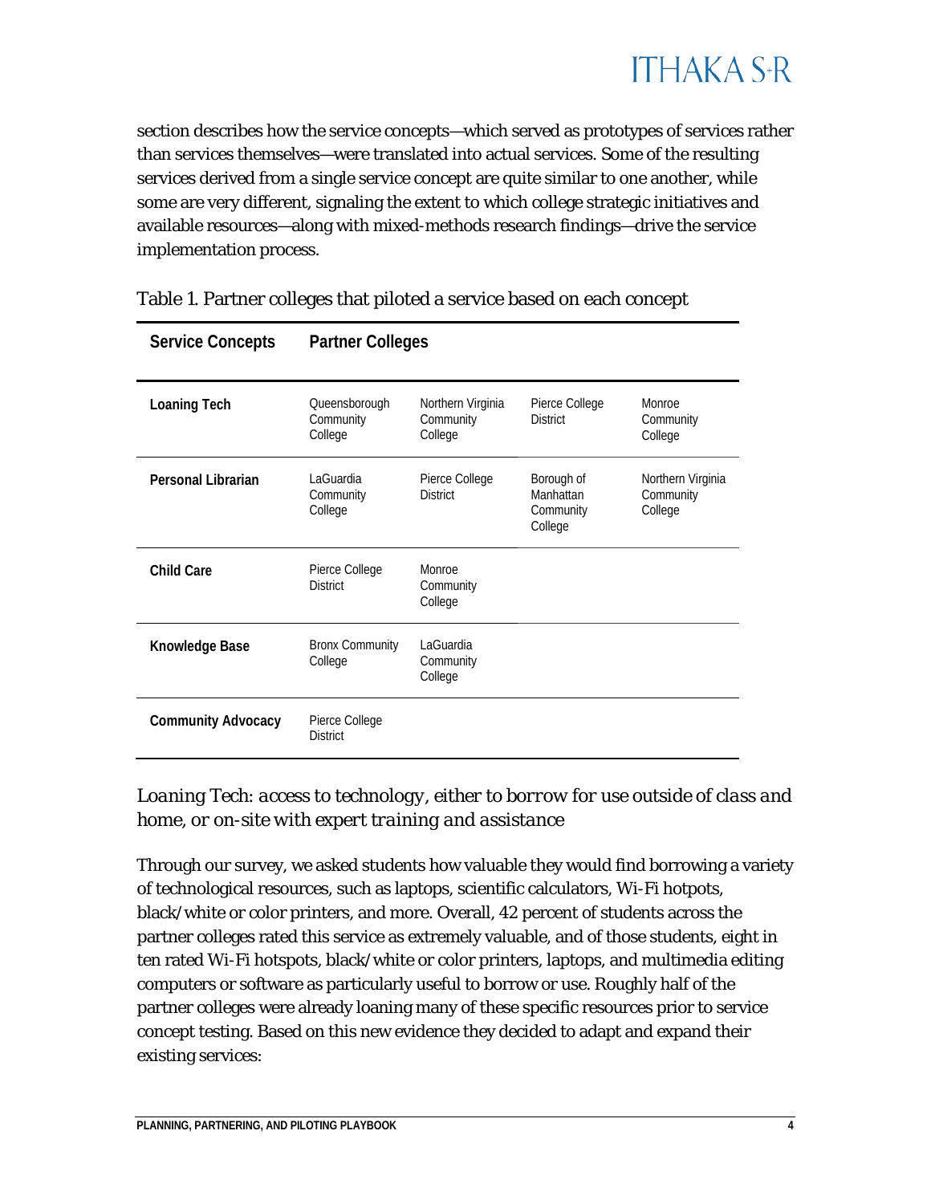section describes how the service concepts—which served as prototypes of services rather than services themselves—were translated into actual services. Some of the resulting services derived from a single service concept are quite similar to one another, while some are very different, signaling the extent to which college strategic initiatives and available resources—along with mixed-methods research findings—drive the service implementation process.

Table 1. Partner colleges that piloted a service based on each concept

| Service Concepts | Partner Colleges | | | |
|---|---|---|---|---|
| **Loaning Tech** | Queensborough Community College | Northern Virginia Community College | Pierce College District | Monroe Community College |
| **Personal Librarian** | LaGuardia Community College | Pierce College District | Borough of Manhattan Community College | Northern Virginia Community College |
| **Child Care** | Pierce College District | Monroe Community College | | |
| **Knowledge Base** | Bronx Community College | LaGuardia Community College | | |
| **Community Advocacy** | Pierce College District | | | |

### *Loaning Tech: access to technology, either to borrow for use outside of class and home, or on-site with expert training and assistance*

Through our survey, we asked students how valuable they would find borrowing a variety of technological resources, such as laptops, scientific calculators, Wi-Fi hotpots, black/white or color printers, and more. Overall, 42 percent of students across the partner colleges rated this service as extremely valuable, and of those students, eight in ten rated Wi-Fi hotspots, black/white or color printers, laptops, and multimedia editing computers or software as particularly useful to borrow or use. Roughly half of the partner colleges were already loaning many of these specific resources prior to service concept testing. Based on this new evidence they decided to adapt and expand their existing services: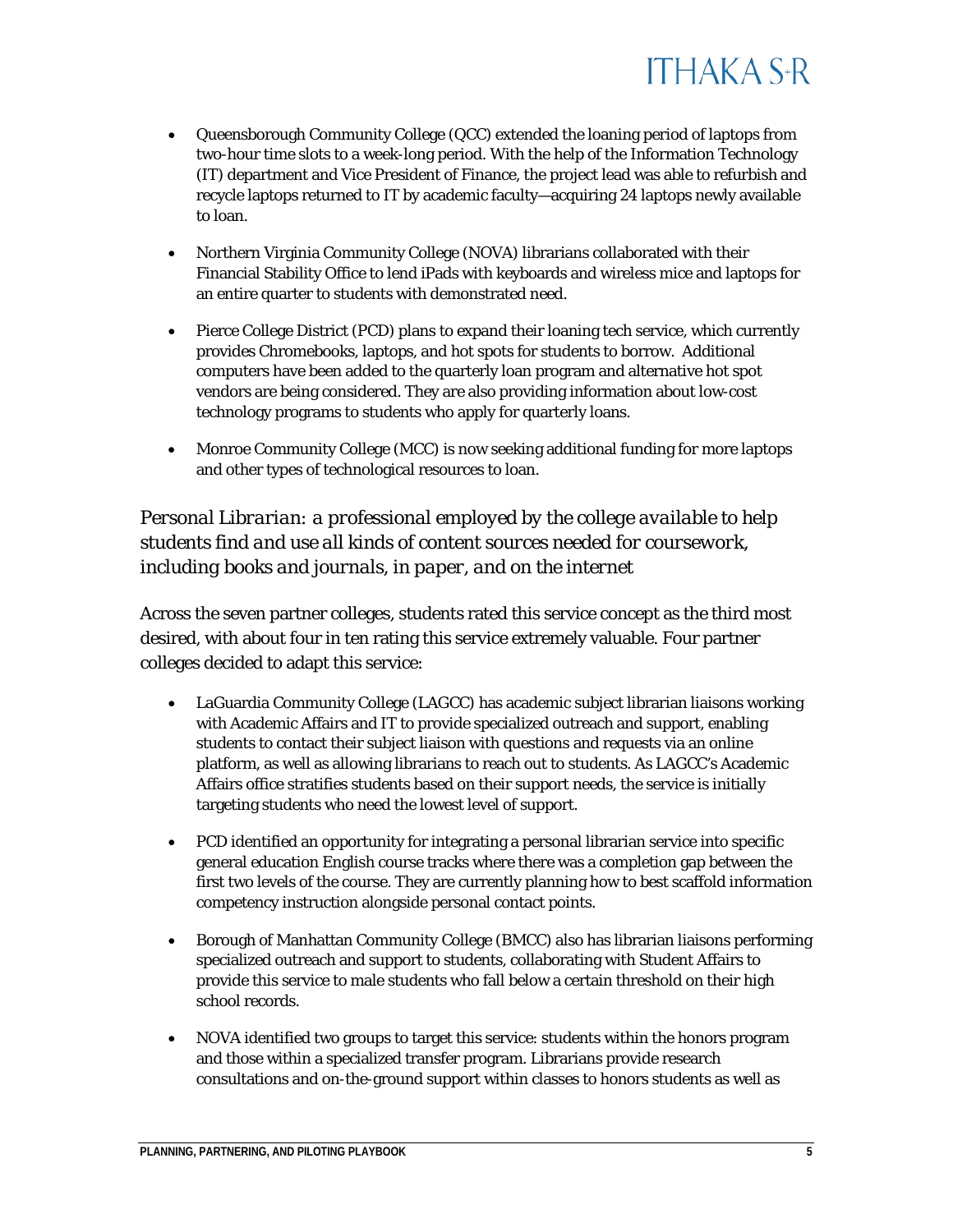- Queensborough Community College (QCC) extended the loaning period of laptops from two-hour time slots to a week-long period. With the help of the Information Technology (IT) department and Vice President of Finance, the project lead was able to refurbish and recycle laptops returned to IT by academic faculty—acquiring 24 laptops newly available to loan.

- Northern Virginia Community College (NOVA) librarians collaborated with their Financial Stability Office to lend iPads with keyboards and wireless mice and laptops for an entire quarter to students with demonstrated need.

- Pierce College District (PCD) plans to expand their loaning tech service, which currently provides Chromebooks, laptops, and hot spots for students to borrow. Additional computers have been added to the quarterly loan program and alternative hot spot vendors are being considered. They are also providing information about low-cost technology programs to students who apply for quarterly loans.

- Monroe Community College (MCC) is now seeking additional funding for more laptops and other types of technological resources to loan.

### *Personal Librarian: a professional employed by the college available to help students find and use all kinds of content sources needed for coursework, including books and journals, in paper, and on the internet*

Across the seven partner colleges, students rated this service concept as the third most desired, with about four in ten rating this service extremely valuable. Four partner colleges decided to adapt this service:

- LaGuardia Community College (LAGCC) has academic subject librarian liaisons working with Academic Affairs and IT to provide specialized outreach and support, enabling students to contact their subject liaison with questions and requests via an online platform, as well as allowing librarians to reach out to students. As LAGCC's Academic Affairs office stratifies students based on their support needs, the service is initially targeting students who need the lowest level of support.

- PCD identified an opportunity for integrating a personal librarian service into specific general education English course tracks where there was a completion gap between the first two levels of the course. They are currently planning how to best scaffold information competency instruction alongside personal contact points.

- Borough of Manhattan Community College (BMCC) also has librarian liaisons performing specialized outreach and support to students, collaborating with Student Affairs to provide this service to male students who fall below a certain threshold on their high school records.

- NOVA identified two groups to target this service: students within the honors program and those within a specialized transfer program. Librarians provide research consultations and on-the-ground support within classes to honors students as well as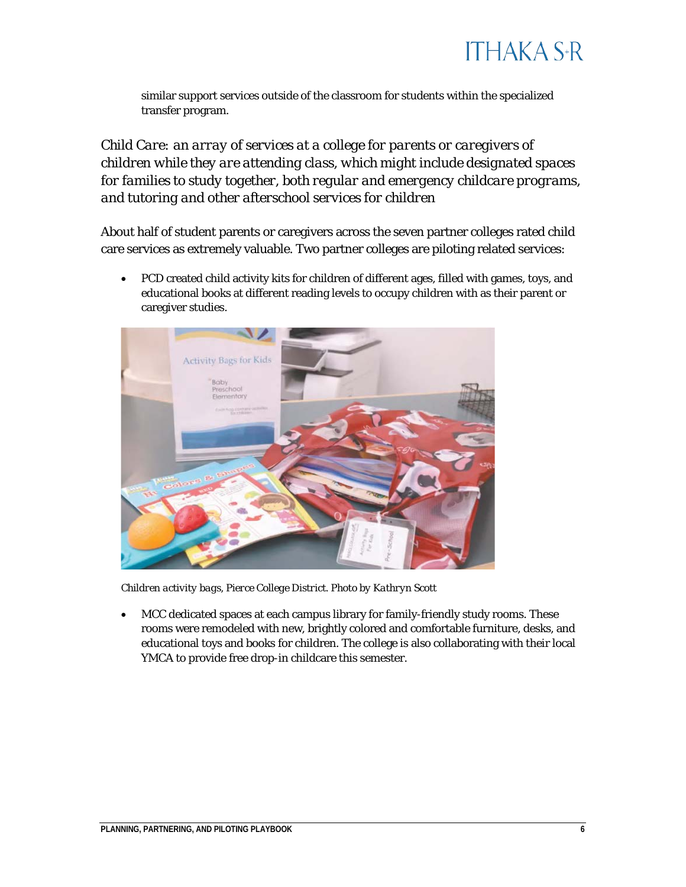similar support services outside of the classroom for students within the specialized transfer program.

*Child Care: an array of services at a college for parents or caregivers of children while they are attending class, which might include designated spaces for families to study together, both regular and emergency childcare programs, and tutoring and other afterschool services for children*

About half of student parents or caregivers across the seven partner colleges rated child care services as extremely valuable. Two partner colleges are piloting related services:

- PCD created child activity kits for children of different ages, filled with games, toys, and educational books at different reading levels to occupy children with as their parent or caregiver studies.

*Children activity bags, Pierce College District. Photo by Kathryn Scott*

- MCC dedicated spaces at each campus library for family-friendly study rooms. These rooms were remodeled with new, brightly colored and comfortable furniture, desks, and educational toys and books for children. The college is also collaborating with their local YMCA to provide free drop-in childcare this semester.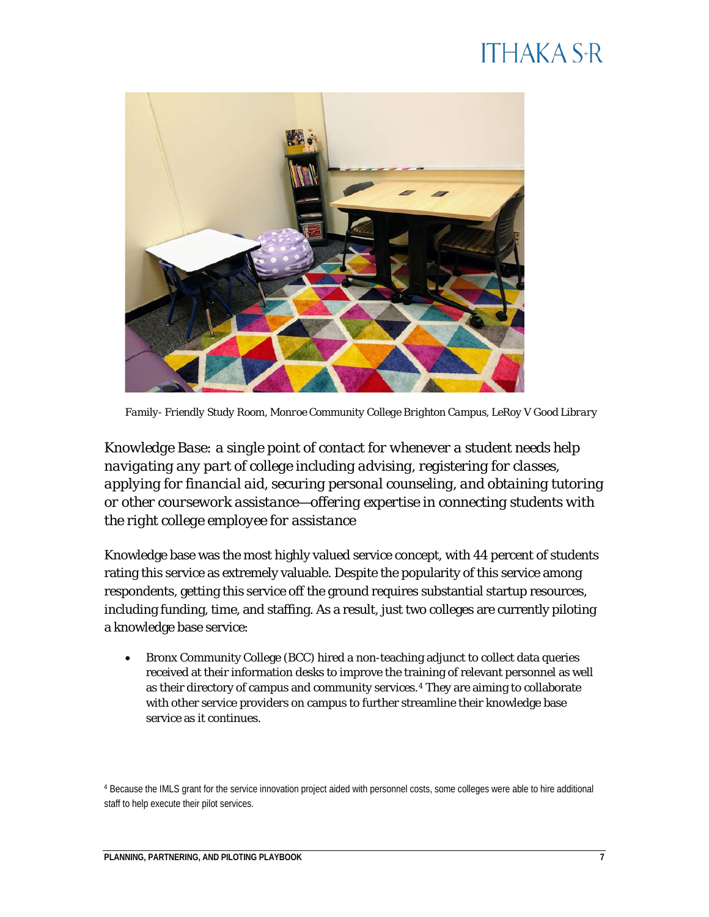*Family- Friendly Study Room, Monroe Community College Brighton Campus, LeRoy V Good Library*

### *Knowledge Base: a single point of contact for whenever a student needs help navigating any part of college including advising, registering for classes, applying for financial aid, securing personal counseling, and obtaining tutoring or other coursework assistance—offering expertise in connecting students with the right college employee for assistance*

Knowledge base was the most highly valued service concept, with 44 percent of students rating this service as extremely valuable. Despite the popularity of this service among respondents, getting this service off the ground requires substantial startup resources, including funding, time, and staffing. As a result, just two colleges are currently piloting a knowledge base service:

- Bronx Community College (BCC) hired a non-teaching adjunct to collect data queries received at their information desks to improve the training of relevant personnel as well as their directory of campus and community services.[4] They are aiming to collaborate with other service providers on campus to further streamline their knowledge base service as it continues.

[4] Because the IMLS grant for the service innovation project aided with personnel costs, some colleges were able to hire additional staff to help execute their pilot services.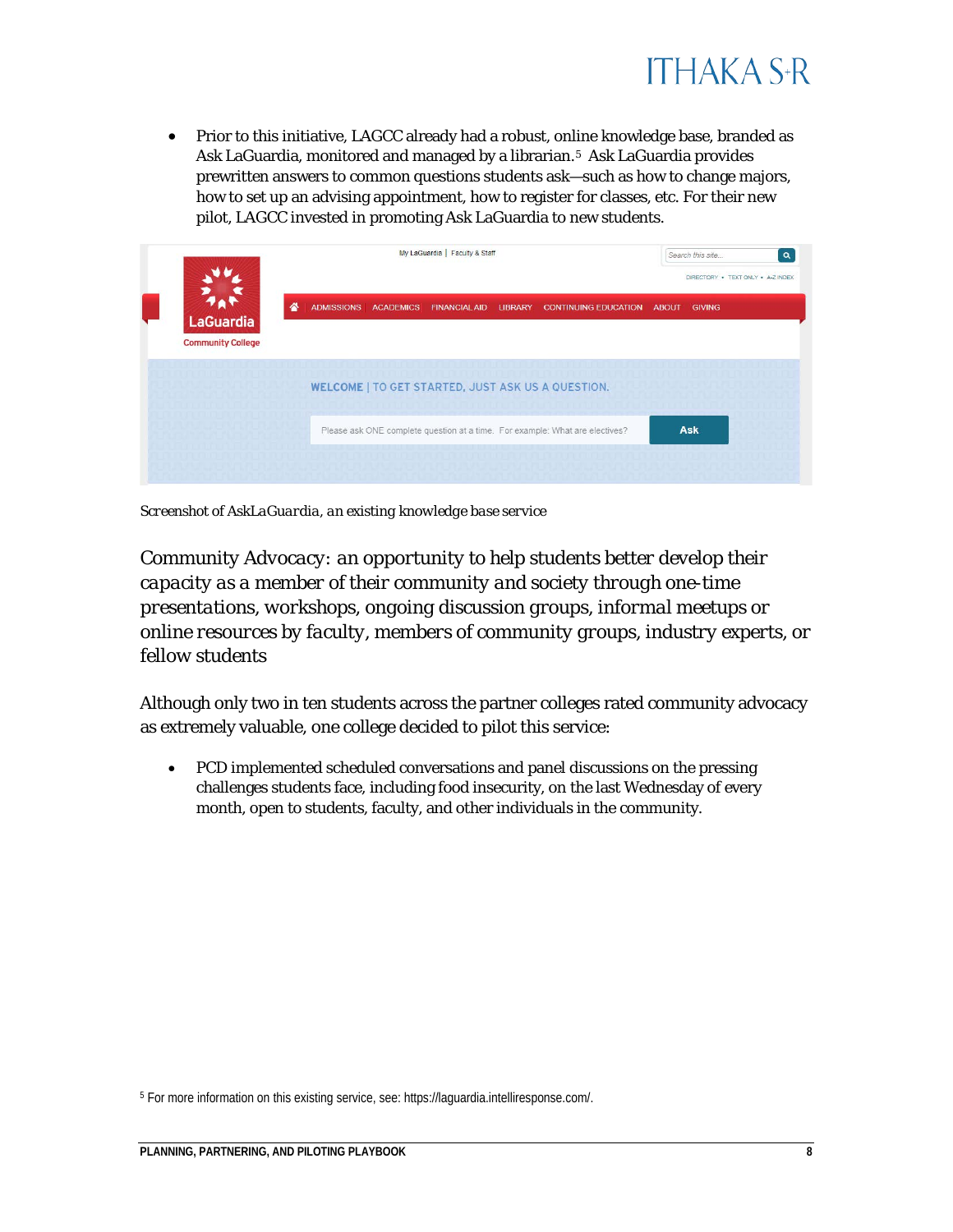- Prior to this initiative, LAGCC already had a robust, online knowledge base, branded as Ask LaGuardia, monitored and managed by a librarian.[5] Ask LaGuardia provides prewritten answers to common questions students ask—such as how to change majors, how to set up an advising appointment, how to register for classes, etc. For their new pilot, LAGCC invested in promoting Ask LaGuardia to new students.

*Screenshot of AskLaGuardia, an existing knowledge base service*

*Community Advocacy: an opportunity to help students better develop their capacity as a member of their community and society through one-time presentations, workshops, ongoing discussion groups, informal meetups or online resources by faculty, members of community groups, industry experts, or fellow students*

Although only two in ten students across the partner colleges rated community advocacy as extremely valuable, one college decided to pilot this service:

- PCD implemented scheduled conversations and panel discussions on the pressing challenges students face, including food insecurity, on the last Wednesday of every month, open to students, faculty, and other individuals in the community.

[5] For more information on this existing service, see: https://laguardia.intelliresponse.com/.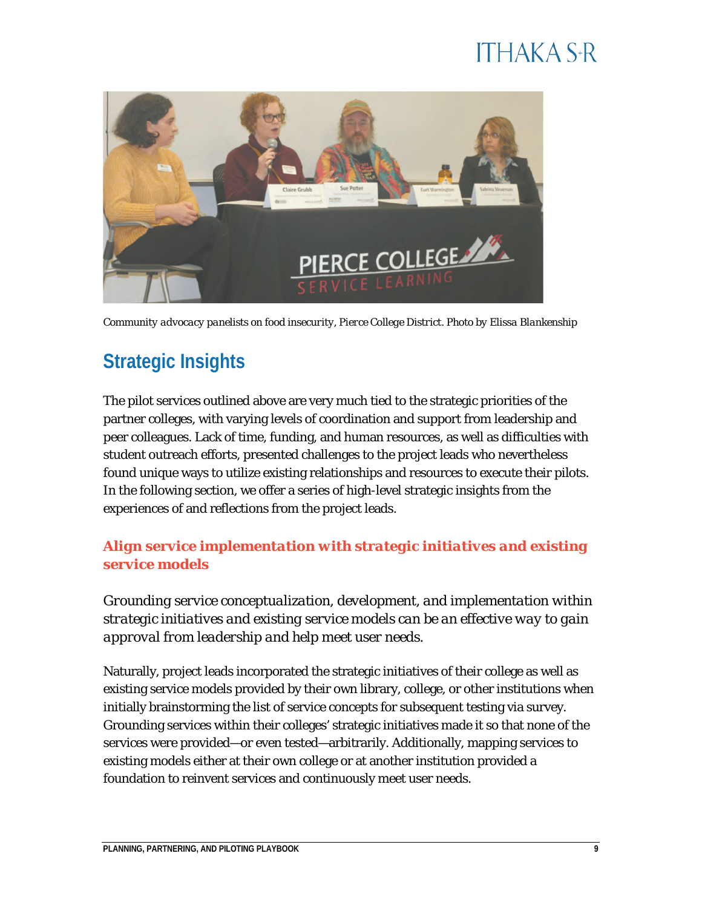*Community advocacy panelists on food insecurity, Pierce College District. Photo by Elissa Blankenship*

## Strategic Insights

The pilot services outlined above are very much tied to the strategic priorities of the partner colleges, with varying levels of coordination and support from leadership and peer colleagues. Lack of time, funding, and human resources, as well as difficulties with student outreach efforts, presented challenges to the project leads who nevertheless found unique ways to utilize existing relationships and resources to execute their pilots. In the following section, we offer a series of high-level strategic insights from the experiences of and reflections from the project leads.

### *Align service implementation with strategic initiatives and existing service models*

*Grounding service conceptualization, development, and implementation within strategic initiatives and existing service models can be an effective way to gain approval from leadership and help meet user needs.*

Naturally, project leads incorporated the strategic initiatives of their college as well as existing service models provided by their own library, college, or other institutions when initially brainstorming the list of service concepts for subsequent testing via survey. Grounding services within their colleges' strategic initiatives made it so that none of the services were provided—or even tested—arbitrarily. Additionally, mapping services to existing models either at their own college or at another institution provided a foundation to reinvent services and continuously meet user needs.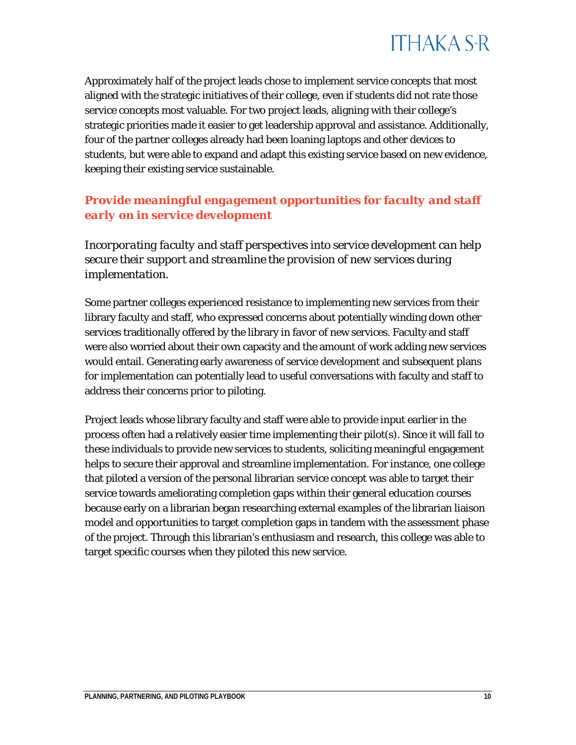Approximately half of the project leads chose to implement service concepts that most aligned with the strategic initiatives of their college, even if students did not rate those service concepts most valuable. For two project leads, aligning with their college's strategic priorities made it easier to get leadership approval and assistance. Additionally, four of the partner colleges already had been loaning laptops and other devices to students, but were able to expand and adapt this existing service based on new evidence, keeping their existing service sustainable.

### *Provide meaningful engagement opportunities for faculty and staff early on in service development*

*Incorporating faculty and staff perspectives into service development can help secure their support and streamline the provision of new services during implementation.*

Some partner colleges experienced resistance to implementing new services from their library faculty and staff, who expressed concerns about potentially winding down other services traditionally offered by the library in favor of new services. Faculty and staff were also worried about their own capacity and the amount of work adding new services would entail. Generating early awareness of service development and subsequent plans for implementation can potentially lead to useful conversations with faculty and staff to address their concerns prior to piloting.

Project leads whose library faculty and staff were able to provide input earlier in the process often had a relatively easier time implementing their pilot(s). Since it will fall to these individuals to provide new services to students, soliciting meaningful engagement helps to secure their approval and streamline implementation. For instance, one college that piloted a version of the personal librarian service concept was able to target their service towards ameliorating completion gaps within their general education courses because early on a librarian began researching external examples of the librarian liaison model and opportunities to target completion gaps in tandem with the assessment phase of the project. Through this librarian's enthusiasm and research, this college was able to target specific courses when they piloted this new service.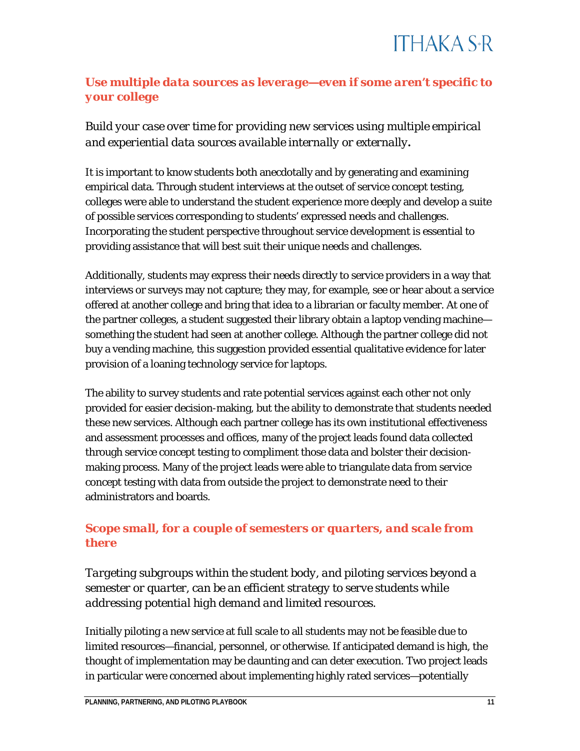### *Use multiple data sources as leverage—even if some aren't specific to your college*

*Build your case over time for providing new services using multiple empirical and experiential data sources available internally or externally.*

It is important to know students both anecdotally and by generating and examining empirical data. Through student interviews at the outset of service concept testing, colleges were able to understand the student experience more deeply and develop a suite of possible services corresponding to students' expressed needs and challenges. Incorporating the student perspective throughout service development is essential to providing assistance that will best suit their unique needs and challenges.

Additionally, students may express their needs directly to service providers in a way that interviews or surveys may not capture; they may, for example, see or hear about a service offered at another college and bring that idea to a librarian or faculty member. At one of the partner colleges, a student suggested their library obtain a laptop vending machine—something the student had seen at another college. Although the partner college did not buy a vending machine, this suggestion provided essential qualitative evidence for later provision of a loaning technology service for laptops.

The ability to survey students and rate potential services against each other not only provided for easier decision-making, but the ability to demonstrate that students needed these new services. Although each partner college has its own institutional effectiveness and assessment processes and offices, many of the project leads found data collected through service concept testing to compliment those data and bolster their decision-making process. Many of the project leads were able to triangulate data from service concept testing with data from outside the project to demonstrate need to their administrators and boards.

### *Scope small, for a couple of semesters or quarters, and scale from there*

*Targeting subgroups within the student body, and piloting services beyond a semester or quarter, can be an efficient strategy to serve students while addressing potential high demand and limited resources.*

Initially piloting a new service at full scale to all students may not be feasible due to limited resources—financial, personnel, or otherwise. If anticipated demand is high, the thought of implementation may be daunting and can deter execution. Two project leads in particular were concerned about implementing highly rated services—potentially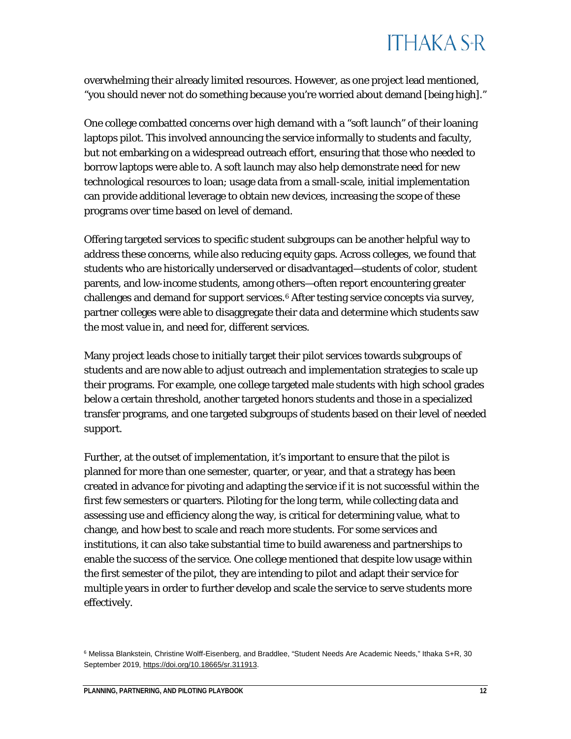overwhelming their already limited resources. However, as one project lead mentioned, "you should never not do something because you're worried about demand [being high]."

One college combatted concerns over high demand with a "soft launch" of their loaning laptops pilot. This involved announcing the service informally to students and faculty, but not embarking on a widespread outreach effort, ensuring that those who needed to borrow laptops were able to. A soft launch may also help demonstrate need for new technological resources to loan; usage data from a small-scale, initial implementation can provide additional leverage to obtain new devices, increasing the scope of these programs over time based on level of demand.

Offering targeted services to specific student subgroups can be another helpful way to address these concerns, while also reducing equity gaps. Across colleges, we found that students who are historically underserved or disadvantaged—students of color, student parents, and low-income students, among others—often report encountering greater challenges and demand for support services.[6] After testing service concepts via survey, partner colleges were able to disaggregate their data and determine which students saw the most value in, and need for, different services.

Many project leads chose to initially target their pilot services towards subgroups of students and are now able to adjust outreach and implementation strategies to scale up their programs. For example, one college targeted male students with high school grades below a certain threshold, another targeted honors students and those in a specialized transfer programs, and one targeted subgroups of students based on their level of needed support.

Further, at the outset of implementation, it's important to ensure that the pilot is planned for more than one semester, quarter, or year, and that a strategy has been created in advance for pivoting and adapting the service if it is not successful within the first few semesters or quarters. Piloting for the long term, while collecting data and assessing use and efficiency along the way, is critical for determining value, what to change, and how best to scale and reach more students. For some services and institutions, it can also take substantial time to build awareness and partnerships to enable the success of the service. One college mentioned that despite low usage within the first semester of the pilot, they are intending to pilot and adapt their service for multiple years in order to further develop and scale the service to serve students more effectively.

[6] Melissa Blankstein, Christine Wolff-Eisenberg, and Braddlee, "Student Needs Are Academic Needs," Ithaka S+R, 30 September 2019, https://doi.org/10.18665/sr.311913.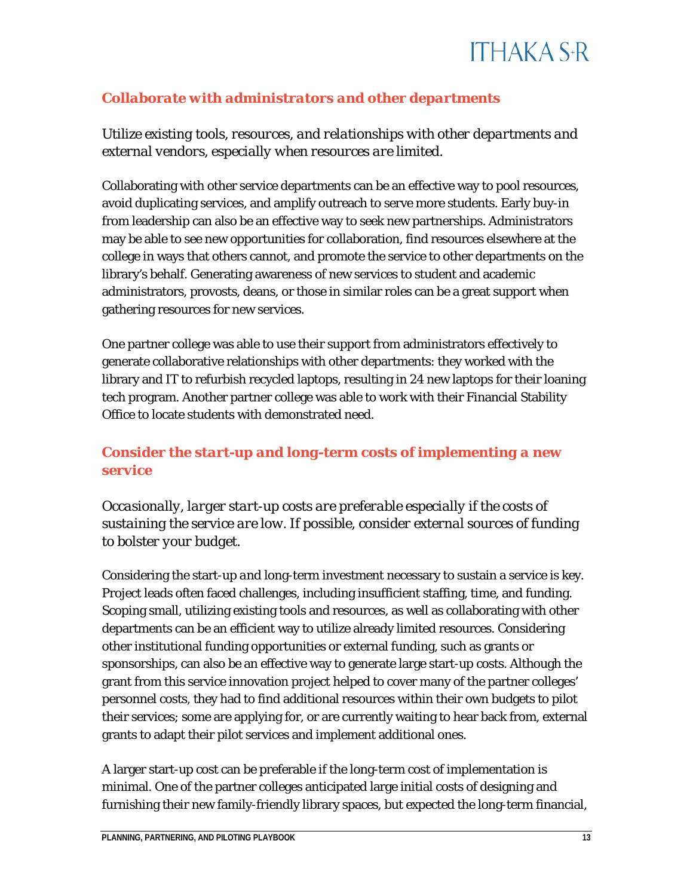### *Collaborate with administrators and other departments*

*Utilize existing tools, resources, and relationships with other departments and external vendors, especially when resources are limited.*

Collaborating with other service departments can be an effective way to pool resources, avoid duplicating services, and amplify outreach to serve more students. Early buy-in from leadership can also be an effective way to seek new partnerships. Administrators may be able to see new opportunities for collaboration, find resources elsewhere at the college in ways that others cannot, and promote the service to other departments on the library's behalf. Generating awareness of new services to student and academic administrators, provosts, deans, or those in similar roles can be a great support when gathering resources for new services.

One partner college was able to use their support from administrators effectively to generate collaborative relationships with other departments: they worked with the library and IT to refurbish recycled laptops, resulting in 24 new laptops for their loaning tech program. Another partner college was able to work with their Financial Stability Office to locate students with demonstrated need.

### *Consider the start-up and long-term costs of implementing a new service*

*Occasionally, larger start-up costs are preferable especially if the costs of sustaining the service are low. If possible, consider external sources of funding to bolster your budget.*

Considering the start-up and long-term investment necessary to sustain a service is key. Project leads often faced challenges, including insufficient staffing, time, and funding. Scoping small, utilizing existing tools and resources, as well as collaborating with other departments can be an efficient way to utilize already limited resources. Considering other institutional funding opportunities or external funding, such as grants or sponsorships, can also be an effective way to generate large start-up costs. Although the grant from this service innovation project helped to cover many of the partner colleges' personnel costs, they had to find additional resources within their own budgets to pilot their services; some are applying for, or are currently waiting to hear back from, external grants to adapt their pilot services and implement additional ones.

A larger start-up cost can be preferable if the long-term cost of implementation is minimal. One of the partner colleges anticipated large initial costs of designing and furnishing their new family-friendly library spaces, but expected the long-term financial,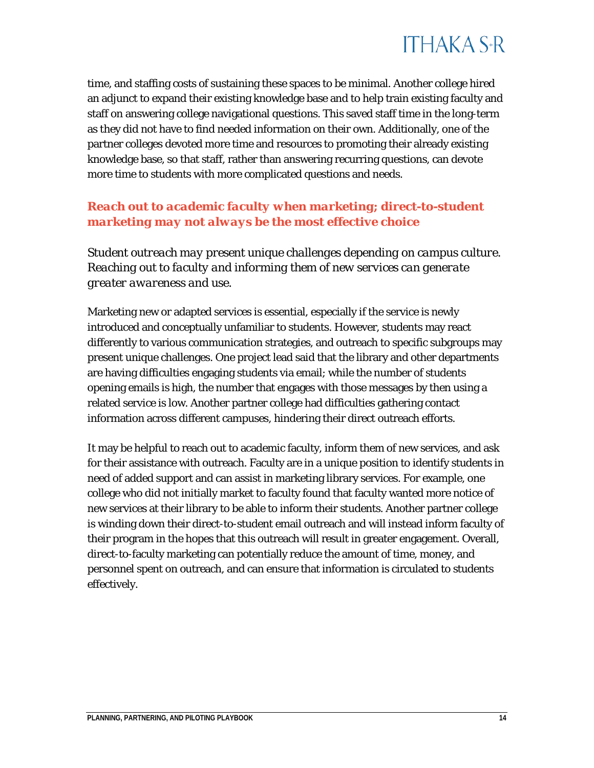time, and staffing costs of sustaining these spaces to be minimal. Another college hired an adjunct to expand their existing knowledge base and to help train existing faculty and staff on answering college navigational questions. This saved staff time in the long-term as they did not have to find needed information on their own. Additionally, one of the partner colleges devoted more time and resources to promoting their already existing knowledge base, so that staff, rather than answering recurring questions, can devote more time to students with more complicated questions and needs.

### *Reach out to academic faculty when marketing; direct-to-student marketing may not always be the most effective choice*

*Student outreach may present unique challenges depending on campus culture. Reaching out to faculty and informing them of new services can generate greater awareness and use.*

Marketing new or adapted services is essential, especially if the service is newly introduced and conceptually unfamiliar to students. However, students may react differently to various communication strategies, and outreach to specific subgroups may present unique challenges. One project lead said that the library and other departments are having difficulties engaging students via email; while the number of students opening emails is high, the number that engages with those messages by then using a related service is low. Another partner college had difficulties gathering contact information across different campuses, hindering their direct outreach efforts.

It may be helpful to reach out to academic faculty, inform them of new services, and ask for their assistance with outreach. Faculty are in a unique position to identify students in need of added support and can assist in marketing library services. For example, one college who did not initially market to faculty found that faculty wanted more notice of new services at their library to be able to inform their students. Another partner college is winding down their direct-to-student email outreach and will instead inform faculty of their program in the hopes that this outreach will result in greater engagement. Overall, direct-to-faculty marketing can potentially reduce the amount of time, money, and personnel spent on outreach, and can ensure that information is circulated to students effectively.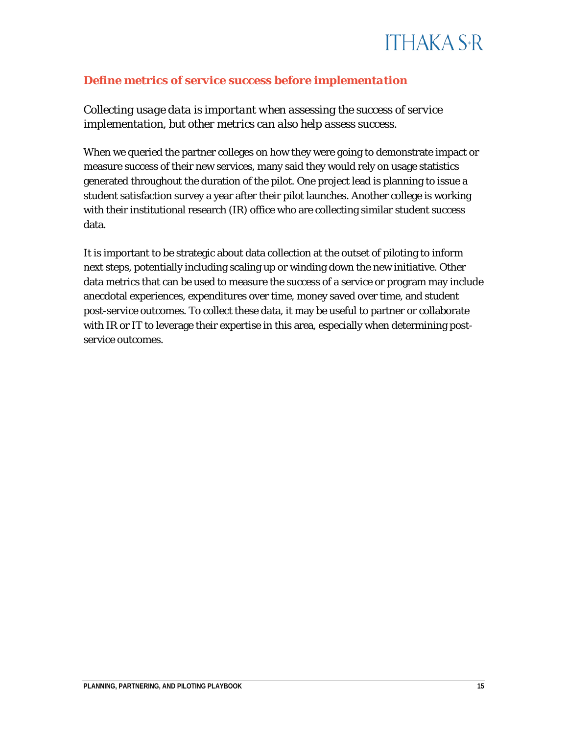## Define metrics of service success before implementation

*Collecting usage data is important when assessing the success of service implementation, but other metrics can also help assess success.*

When we queried the partner colleges on how they were going to demonstrate impact or measure success of their new services, many said they would rely on usage statistics generated throughout the duration of the pilot. One project lead is planning to issue a student satisfaction survey a year after their pilot launches. Another college is working with their institutional research (IR) office who are collecting similar student success data.

It is important to be strategic about data collection at the outset of piloting to inform next steps, potentially including scaling up or winding down the new initiative. Other data metrics that can be used to measure the success of a service or program may include anecdotal experiences, expenditures over time, money saved over time, and student post-service outcomes. To collect these data, it may be useful to partner or collaborate with IR or IT to leverage their expertise in this area, especially when determining post-service outcomes.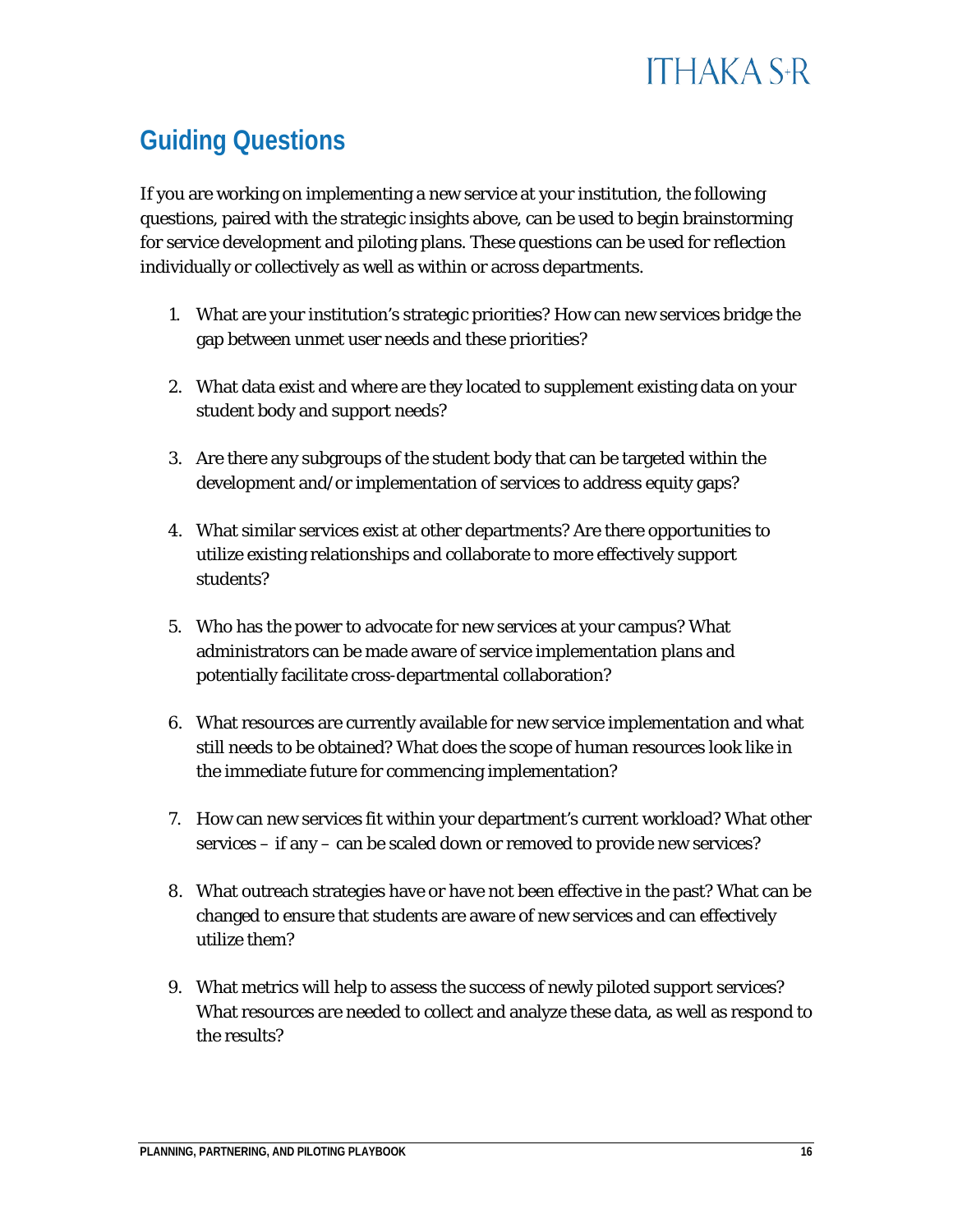## Guiding Questions

If you are working on implementing a new service at your institution, the following questions, paired with the strategic insights above, can be used to begin brainstorming for service development and piloting plans. These questions can be used for reflection individually or collectively as well as within or across departments.

1. What are your institution's strategic priorities? How can new services bridge the gap between unmet user needs and these priorities?
2. What data exist and where are they located to supplement existing data on your student body and support needs?
3. Are there any subgroups of the student body that can be targeted within the development and/or implementation of services to address equity gaps?
4. What similar services exist at other departments? Are there opportunities to utilize existing relationships and collaborate to more effectively support students?
5. Who has the power to advocate for new services at your campus? What administrators can be made aware of service implementation plans and potentially facilitate cross-departmental collaboration?
6. What resources are currently available for new service implementation and what still needs to be obtained? What does the scope of human resources look like in the immediate future for commencing implementation?
7. How can new services fit within your department's current workload? What other services – if any – can be scaled down or removed to provide new services?
8. What outreach strategies have or have not been effective in the past? What can be changed to ensure that students are aware of new services and can effectively utilize them?
9. What metrics will help to assess the success of newly piloted support services? What resources are needed to collect and analyze these data, as well as respond to the results?